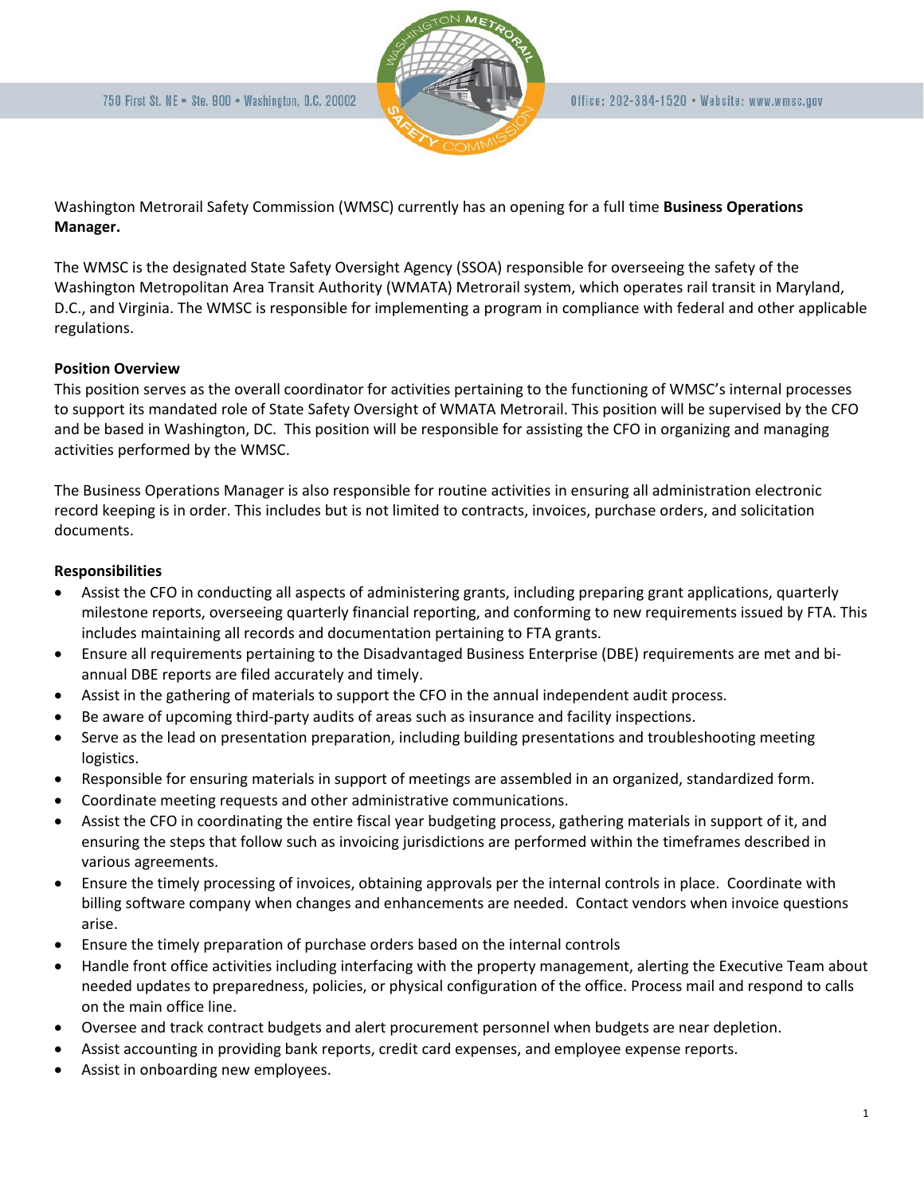750 First St. NE • Ste. 900 • Washington, D.C. 20002

Office: 202-384-1520 • Website: www.wmsc.gov

Washington Metrorail Safety Commission (WMSC) currently has an opening for a full time **Business Operations Manager.**

The WMSC is the designated State Safety Oversight Agency (SSOA) responsible for overseeing the safety of the Washington Metropolitan Area Transit Authority (WMATA) Metrorail system, which operates rail transit in Maryland, D.C., and Virginia. The WMSC is responsible for implementing a program in compliance with federal and other applicable regulations.

**Position Overview**

This position serves as the overall coordinator for activities pertaining to the functioning of WMSC's internal processes to support its mandated role of State Safety Oversight of WMATA Metrorail. This position will be supervised by the CFO and be based in Washington, DC. This position will be responsible for assisting the CFO in organizing and managing activities performed by the WMSC.

The Business Operations Manager is also responsible for routine activities in ensuring all administration electronic record keeping is in order. This includes but is not limited to contracts, invoices, purchase orders, and solicitation documents.

**Responsibilities**

- Assist the CFO in conducting all aspects of administering grants, including preparing grant applications, quarterly milestone reports, overseeing quarterly financial reporting, and conforming to new requirements issued by FTA. This includes maintaining all records and documentation pertaining to FTA grants.
- Ensure all requirements pertaining to the Disadvantaged Business Enterprise (DBE) requirements are met and bi-annual DBE reports are filed accurately and timely.
- Assist in the gathering of materials to support the CFO in the annual independent audit process.
- Be aware of upcoming third-party audits of areas such as insurance and facility inspections.
- Serve as the lead on presentation preparation, including building presentations and troubleshooting meeting logistics.
- Responsible for ensuring materials in support of meetings are assembled in an organized, standardized form.
- Coordinate meeting requests and other administrative communications.
- Assist the CFO in coordinating the entire fiscal year budgeting process, gathering materials in support of it, and ensuring the steps that follow such as invoicing jurisdictions are performed within the timeframes described in various agreements.
- Ensure the timely processing of invoices, obtaining approvals per the internal controls in place. Coordinate with billing software company when changes and enhancements are needed. Contact vendors when invoice questions arise.
- Ensure the timely preparation of purchase orders based on the internal controls
- Handle front office activities including interfacing with the property management, alerting the Executive Team about needed updates to preparedness, policies, or physical configuration of the office. Process mail and respond to calls on the main office line.
- Oversee and track contract budgets and alert procurement personnel when budgets are near depletion.
- Assist accounting in providing bank reports, credit card expenses, and employee expense reports.
- Assist in onboarding new employees.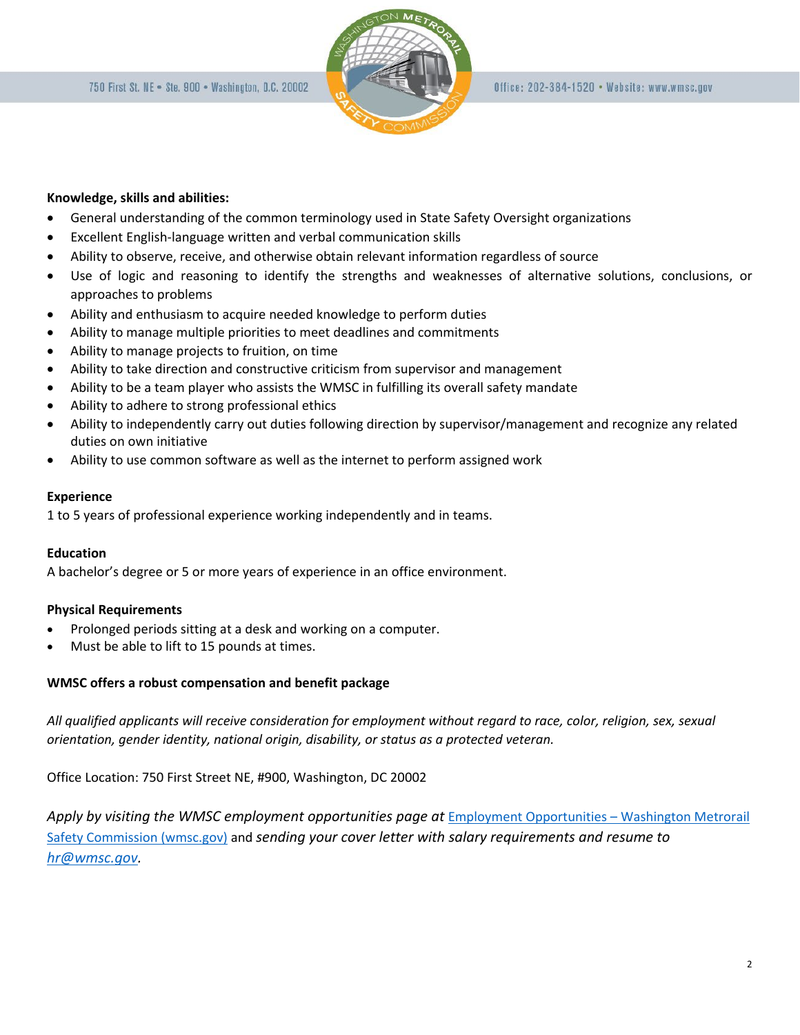**Knowledge, skills and abilities:**

- General understanding of the common terminology used in State Safety Oversight organizations
- Excellent English-language written and verbal communication skills
- Ability to observe, receive, and otherwise obtain relevant information regardless of source
- Use of logic and reasoning to identify the strengths and weaknesses of alternative solutions, conclusions, or approaches to problems
- Ability and enthusiasm to acquire needed knowledge to perform duties
- Ability to manage multiple priorities to meet deadlines and commitments
- Ability to manage projects to fruition, on time
- Ability to take direction and constructive criticism from supervisor and management
- Ability to be a team player who assists the WMSC in fulfilling its overall safety mandate
- Ability to adhere to strong professional ethics
- Ability to independently carry out duties following direction by supervisor/management and recognize any related duties on own initiative
- Ability to use common software as well as the internet to perform assigned work

**Experience**

1 to 5 years of professional experience working independently and in teams.

**Education**

A bachelor's degree or 5 or more years of experience in an office environment.

**Physical Requirements**

- Prolonged periods sitting at a desk and working on a computer.
- Must be able to lift to 15 pounds at times.

**WMSC offers a robust compensation and benefit package**

*All qualified applicants will receive consideration for employment without regard to race, color, religion, sex, sexual orientation, gender identity, national origin, disability, or status as a protected veteran.*

Office Location: 750 First Street NE, #900, Washington, DC 20002

*Apply by visiting the WMSC employment opportunities page at* Employment Opportunities – Washington Metrorail Safety Commission (wmsc.gov) and *sending your cover letter with salary requirements and resume to hr@wmsc.gov.*